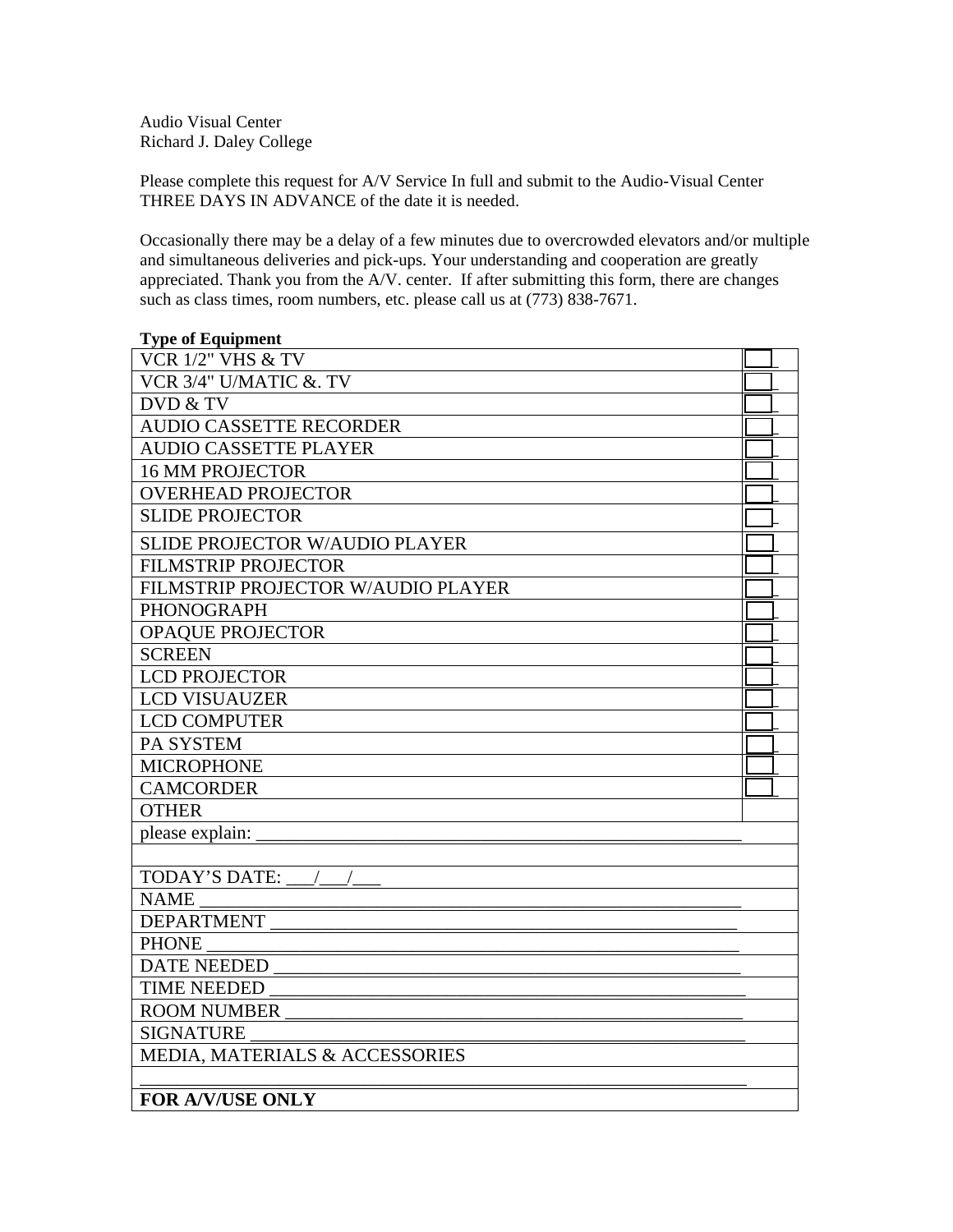Audio Visual Center
Richard J. Daley College

Please complete this request for A/V Service In full and submit to the Audio-Visual Center THREE DAYS IN ADVANCE of the date it is needed.

Occasionally there may be a delay of a few minutes due to overcrowded elevators and/or multiple and simultaneous deliveries and pick-ups. Your understanding and cooperation are greatly appreciated. Thank you from the A/V. center. If after submitting this form, there are changes such as class times, room numbers, etc. please call us at (773) 838-7671.

**Type of Equipment**

| | |
|---|---|
| VCR 1/2" VHS & TV | ☐ |
| VCR 3/4" U/MATIC &. TV | ☐ |
| DVD & TV | ☐ |
| AUDIO CASSETTE RECORDER | ☐ |
| AUDIO CASSETTE PLAYER | ☐ |
| 16 MM PROJECTOR | ☐ |
| OVERHEAD PROJECTOR | ☐ |
| SLIDE PROJECTOR | ☐ |
| SLIDE PROJECTOR W/AUDIO PLAYER | ☐ |
| FILMSTRIP PROJECTOR | ☐ |
| FILMSTRIP PROJECTOR W/AUDIO PLAYER | ☐ |
| PHONOGRAPH | ☐ |
| OPAQUE PROJECTOR | ☐ |
| SCREEN | ☐ |
| LCD PROJECTOR | ☐ |
| LCD VISUAUZER | ☐ |
| LCD COMPUTER | ☐ |
| PA SYSTEM | ☐ |
| MICROPHONE | ☐ |
| CAMCORDER | ☐ |
| OTHER | |
| please explain: _______________________________________________ | |
| | |
| TODAY'S DATE: ___/___/___ | |
| NAME _______________________________________________ | |
| DEPARTMENT _______________________________________________ | |
| PHONE _______________________________________________ | |
| DATE NEEDED _______________________________________________ | |
| TIME NEEDED _______________________________________________ | |
| ROOM NUMBER _______________________________________________ | |
| SIGNATURE _______________________________________________ | |
| MEDIA, MATERIALS & ACCESSORIES | |
| _______________________________________________ | |
| **FOR A/V/USE ONLY** | |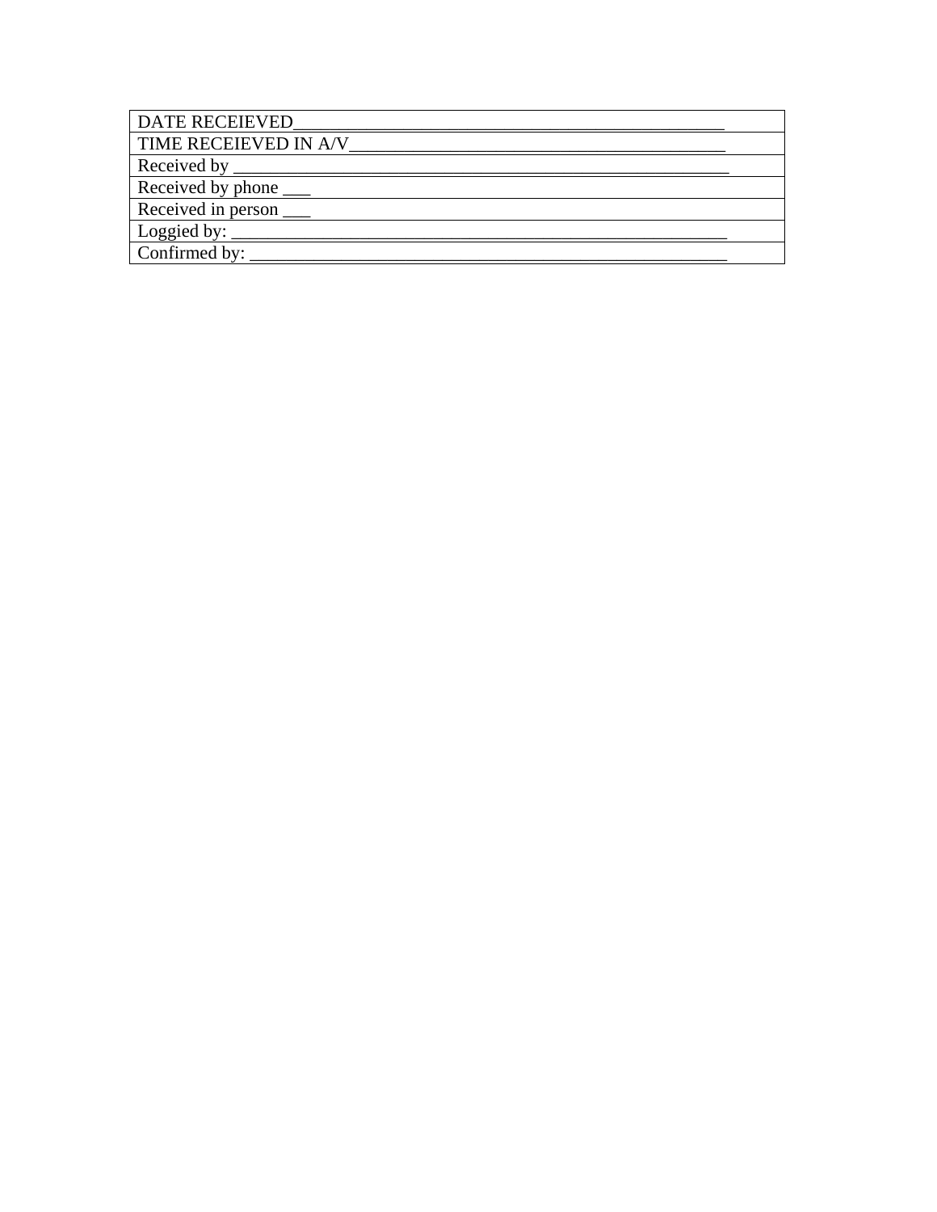| |
|---|
| DATE RECEIEVED_________________________________________________ |
| TIME RECEIEVED IN A/V__________________________________________ |
| Received by _____________________________________________________ |
| Received by phone ___ |
| Received in person ___ |
| Loggied by: _____________________________________________________ |
| Confirmed by: ___________________________________________________ |